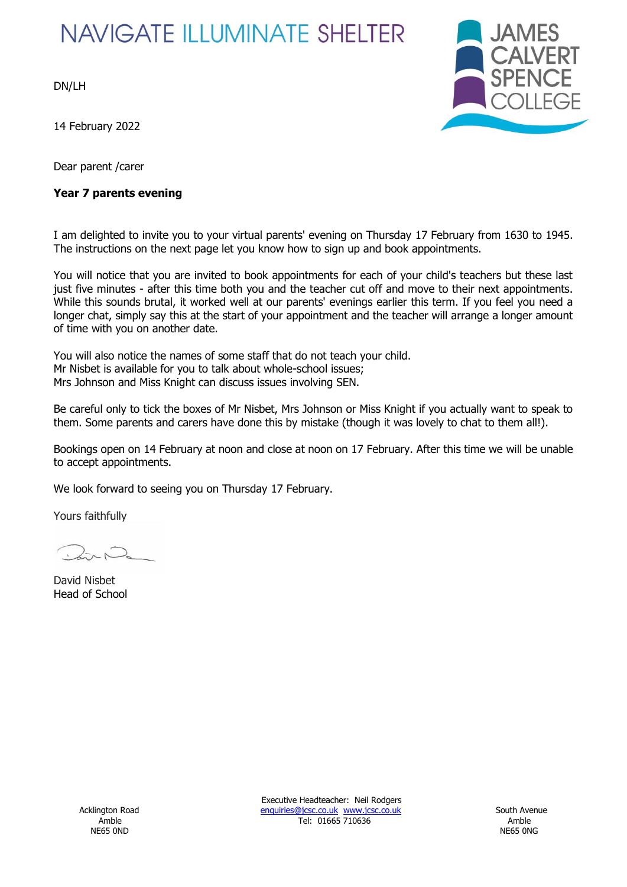NAVIGATE ILLUMINATE SHELTER

JAMES CALVERT SPENCE COLLEGE

DN/LH

14 February 2022

Dear parent /carer

**Year 7 parents evening**

I am delighted to invite you to your virtual parents' evening on Thursday 17 February from 1630 to 1945. The instructions on the next page let you know how to sign up and book appointments.

You will notice that you are invited to book appointments for each of your child's teachers but these last just five minutes - after this time both you and the teacher cut off and move to their next appointments. While this sounds brutal, it worked well at our parents' evenings earlier this term. If you feel you need a longer chat, simply say this at the start of your appointment and the teacher will arrange a longer amount of time with you on another date.

You will also notice the names of some staff that do not teach your child.
Mr Nisbet is available for you to talk about whole-school issues;
Mrs Johnson and Miss Knight can discuss issues involving SEN.

Be careful only to tick the boxes of Mr Nisbet, Mrs Johnson or Miss Knight if you actually want to speak to them. Some parents and carers have done this by mistake (though it was lovely to chat to them all!).

Bookings open on 14 February at noon and close at noon on 17 February. After this time we will be unable to accept appointments.

We look forward to seeing you on Thursday 17 February.

Yours faithfully

David Nisbet
Head of School

Acklington Road
Amble
NE65 0ND

Executive Headteacher: Neil Rodgers
enquiries@jcsc.co.uk www.jcsc.co.uk
Tel: 01665 710636

South Avenue
Amble
NE65 0NG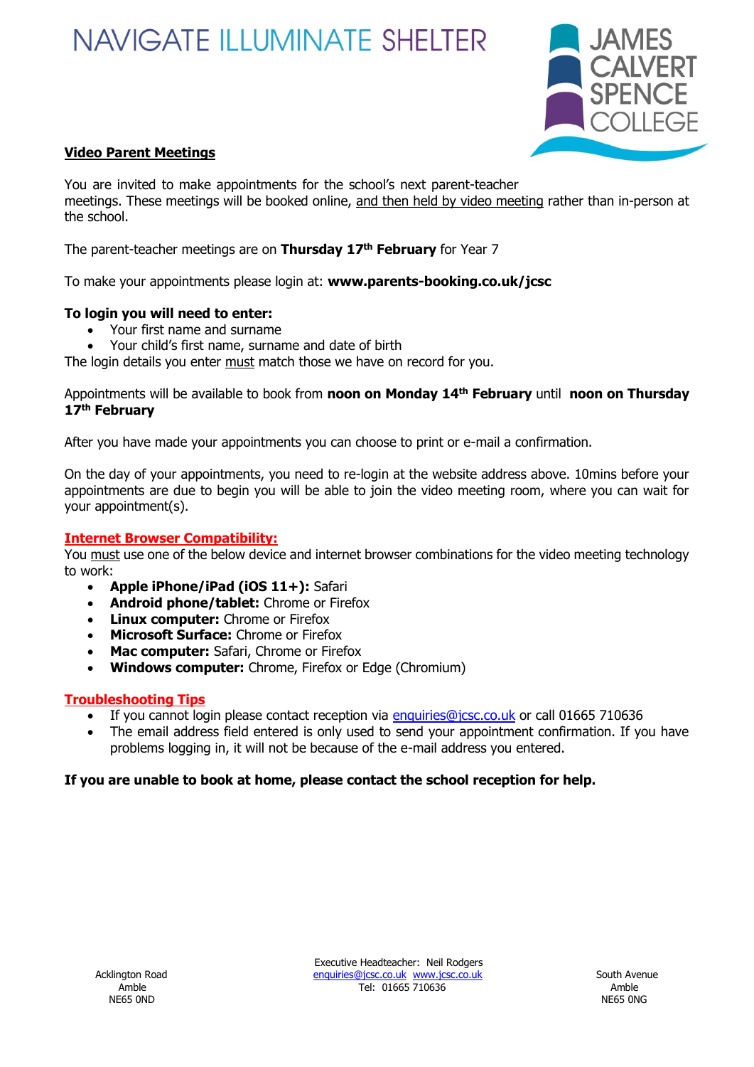NAVIGATE ILLUMINATE SHELTER

JAMES CALVERT SPENCE COLLEGE

## Video Parent Meetings

You are invited to make appointments for the school's next parent-teacher meetings. These meetings will be booked online, and then held by video meeting rather than in-person at the school.

The parent-teacher meetings are on **Thursday 17th February** for Year 7

To make your appointments please login at: **www.parents-booking.co.uk/jcsc**

**To login you will need to enter:**

- Your first name and surname
- Your child's first name, surname and date of birth

The login details you enter must match those we have on record for you.

Appointments will be available to book from **noon on Monday 14th February** until **noon on Thursday 17th February**

After you have made your appointments you can choose to print or e-mail a confirmation.

On the day of your appointments, you need to re-login at the website address above. 10mins before your appointments are due to begin you will be able to join the video meeting room, where you can wait for your appointment(s).

**Internet Browser Compatibility:**

You must use one of the below device and internet browser combinations for the video meeting technology to work:

- **Apple iPhone/iPad (iOS 11+):** Safari
- **Android phone/tablet:** Chrome or Firefox
- **Linux computer:** Chrome or Firefox
- **Microsoft Surface:** Chrome or Firefox
- **Mac computer:** Safari, Chrome or Firefox
- **Windows computer:** Chrome, Firefox or Edge (Chromium)

**Troubleshooting Tips**

- If you cannot login please contact reception via enquiries@jcsc.co.uk or call 01665 710636
- The email address field entered is only used to send your appointment confirmation. If you have problems logging in, it will not be because of the e-mail address you entered.

**If you are unable to book at home, please contact the school reception for help.**

Acklington Road
Amble
NE65 0ND

Executive Headteacher: Neil Rodgers
enquiries@jcsc.co.uk www.jcsc.co.uk
Tel: 01665 710636

South Avenue
Amble
NE65 0NG